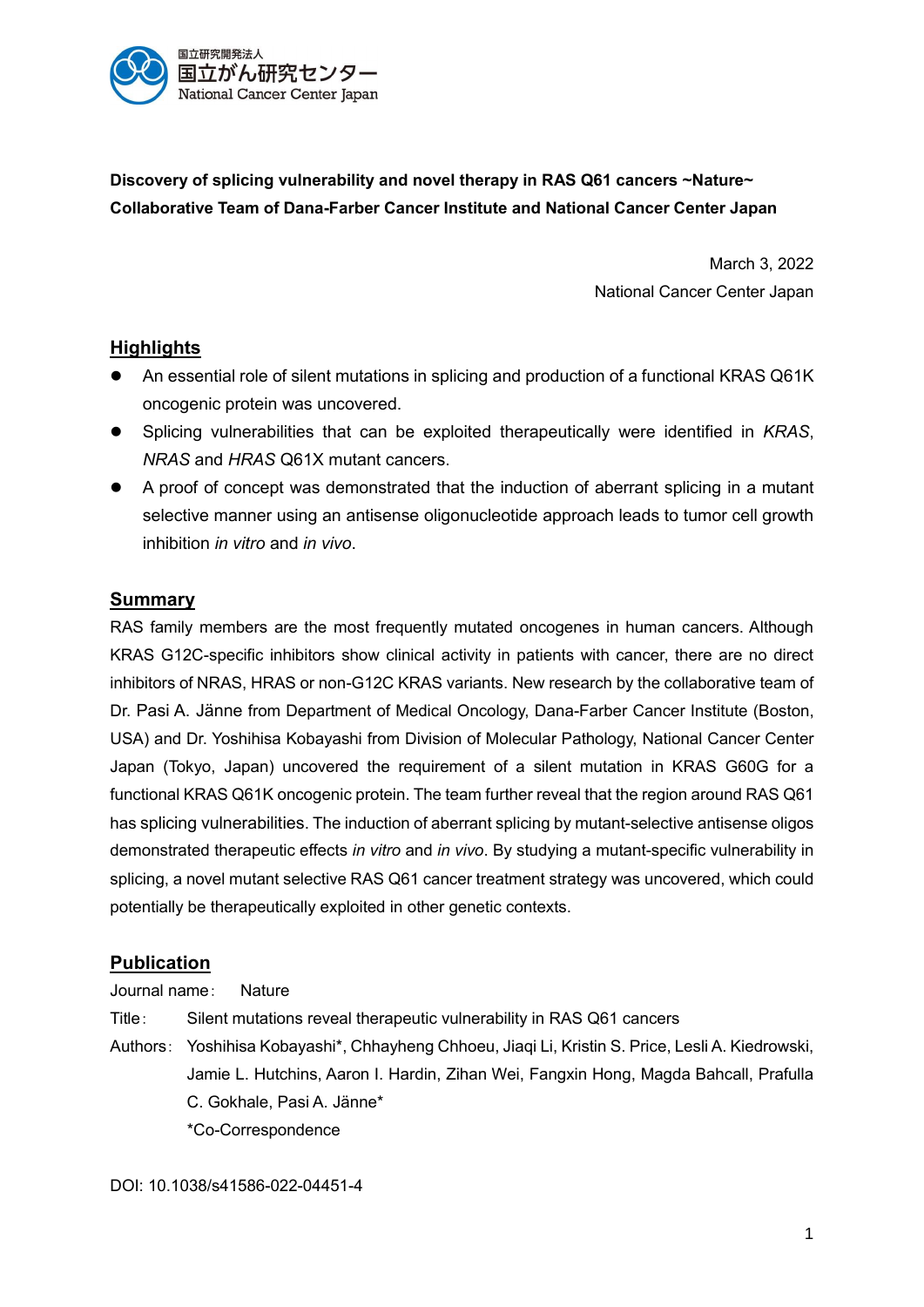国立研究開発法人
国立がん研究センター
National Cancer Center Japan

**Discovery of splicing vulnerability and novel therapy in RAS Q61 cancers ~Nature~**
**Collaborative Team of Dana-Farber Cancer Institute and National Cancer Center Japan**

March 3, 2022
National Cancer Center Japan

## Highlights

- An essential role of silent mutations in splicing and production of a functional KRAS Q61K oncogenic protein was uncovered.
- Splicing vulnerabilities that can be exploited therapeutically were identified in *KRAS*, *NRAS* and *HRAS* Q61X mutant cancers.
- A proof of concept was demonstrated that the induction of aberrant splicing in a mutant selective manner using an antisense oligonucleotide approach leads to tumor cell growth inhibition *in vitro* and *in vivo*.

## Summary

RAS family members are the most frequently mutated oncogenes in human cancers. Although KRAS G12C-specific inhibitors show clinical activity in patients with cancer, there are no direct inhibitors of NRAS, HRAS or non-G12C KRAS variants. New research by the collaborative team of Dr. Pasi A. Jänne from Department of Medical Oncology, Dana-Farber Cancer Institute (Boston, USA) and Dr. Yoshihisa Kobayashi from Division of Molecular Pathology, National Cancer Center Japan (Tokyo, Japan) uncovered the requirement of a silent mutation in KRAS G60G for a functional KRAS Q61K oncogenic protein. The team further reveal that the region around RAS Q61 has splicing vulnerabilities. The induction of aberrant splicing by mutant-selective antisense oligos demonstrated therapeutic effects *in vitro* and *in vivo*. By studying a mutant-specific vulnerability in splicing, a novel mutant selective RAS Q61 cancer treatment strategy was uncovered, which could potentially be therapeutically exploited in other genetic contexts.

## Publication

Journal name: Nature

Title: Silent mutations reveal therapeutic vulnerability in RAS Q61 cancers

Authors: Yoshihisa Kobayashi*, Chhayheng Chhoeu, Jiaqi Li, Kristin S. Price, Lesli A. Kiedrowski, Jamie L. Hutchins, Aaron I. Hardin, Zihan Wei, Fangxin Hong, Magda Bahcall, Prafulla C. Gokhale, Pasi A. Jänne*
*Co-Correspondence

DOI: 10.1038/s41586-022-04451-4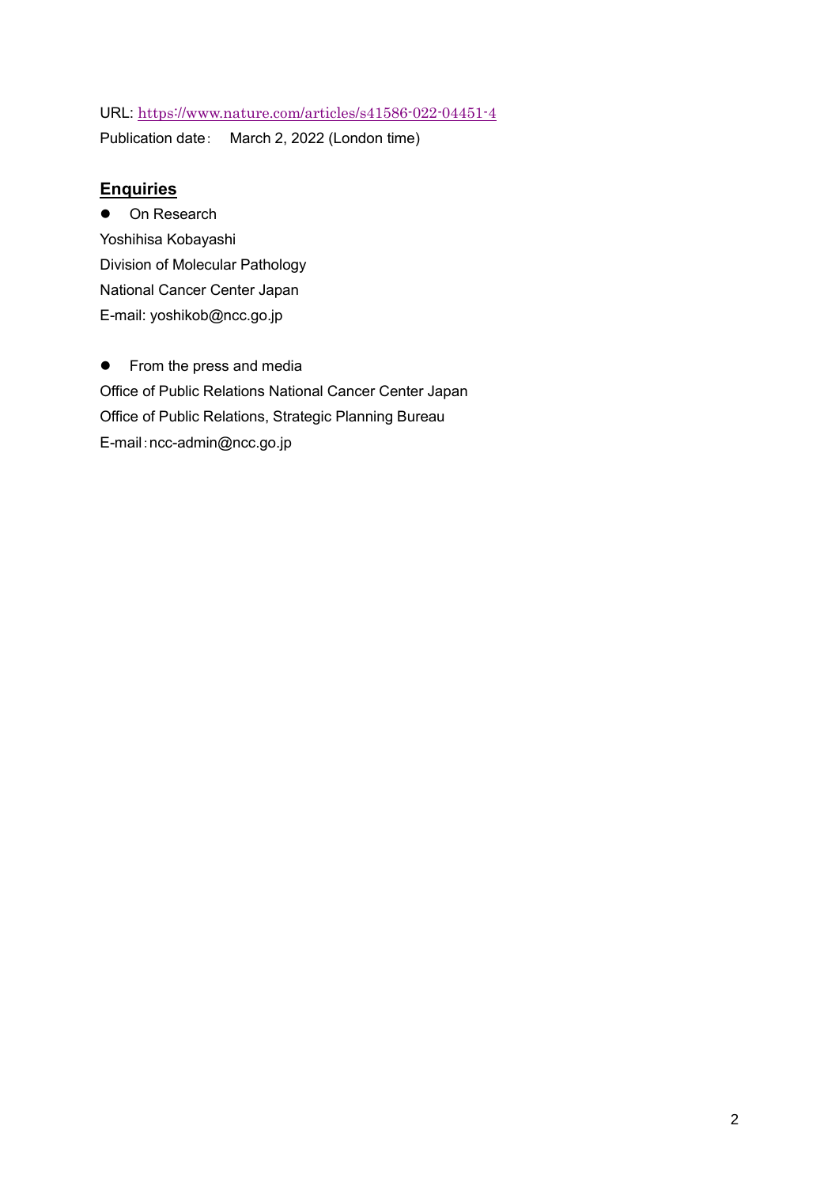URL: https://www.nature.com/articles/s41586-022-04451-4

Publication date： March 2, 2022 (London time)

## Enquiries

- On Research

Yoshihisa Kobayashi
Division of Molecular Pathology
National Cancer Center Japan
E-mail: yoshikob@ncc.go.jp

- From the press and media

Office of Public Relations National Cancer Center Japan
Office of Public Relations, Strategic Planning Bureau
E-mail：ncc-admin@ncc.go.jp